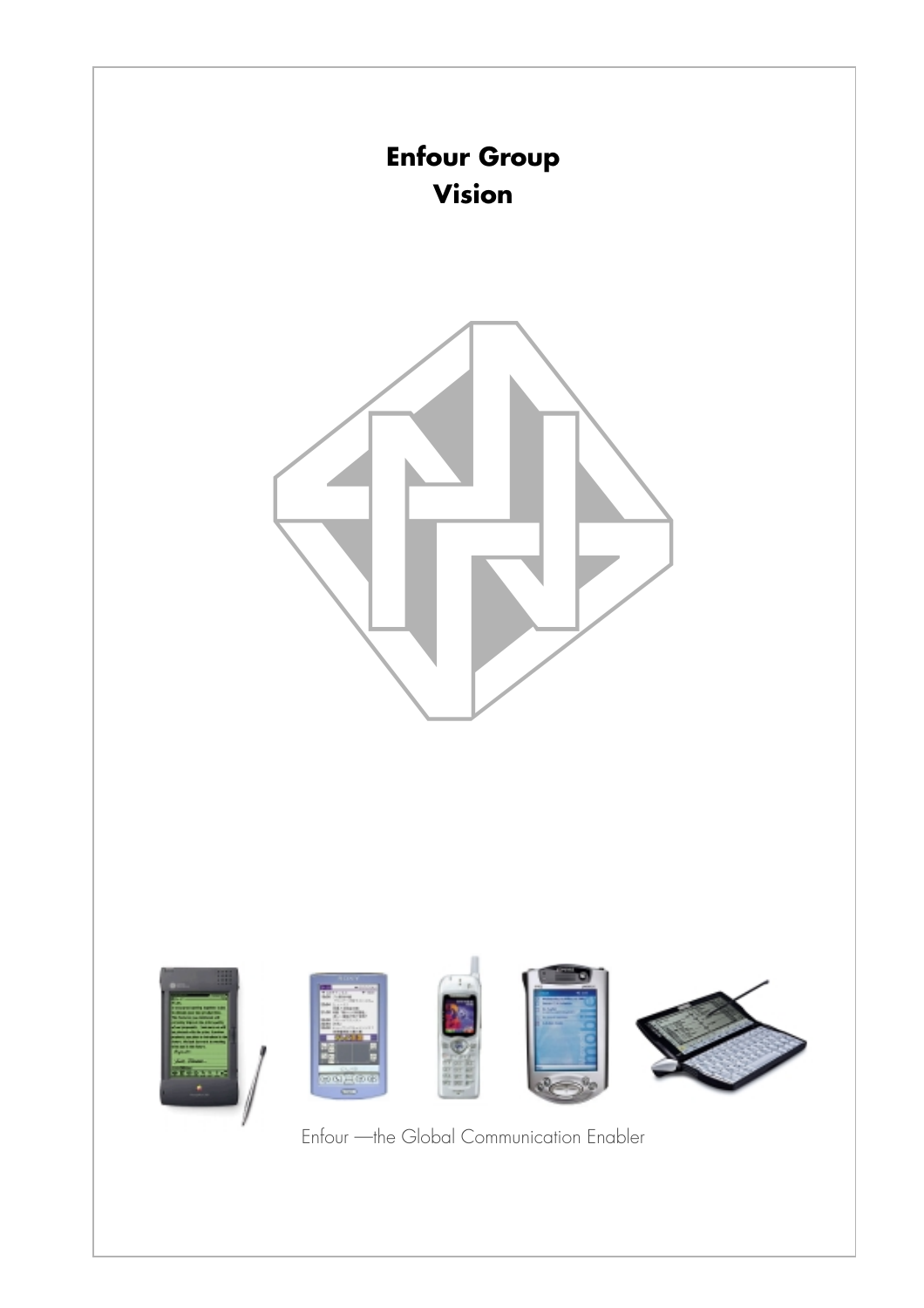# Enfour Group Vision

Enfour —the Global Communication Enabler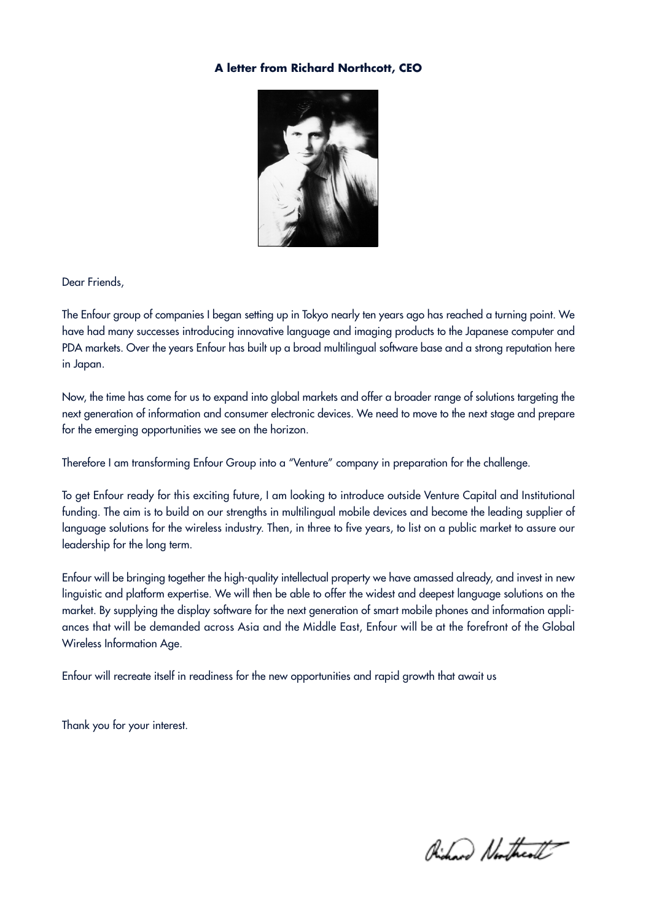**A letter from Richard Northcott, CEO**

Dear Friends,

The Enfour group of companies I began setting up in Tokyo nearly ten years ago has reached a turning point. We have had many successes introducing innovative language and imaging products to the Japanese computer and PDA markets. Over the years Enfour has built up a broad multilingual software base and a strong reputation here in Japan.

Now, the time has come for us to expand into global markets and offer a broader range of solutions targeting the next generation of information and consumer electronic devices. We need to move to the next stage and prepare for the emerging opportunities we see on the horizon.

Therefore I am transforming Enfour Group into a "Venture" company in preparation for the challenge.

To get Enfour ready for this exciting future, I am looking to introduce outside Venture Capital and Institutional funding. The aim is to build on our strengths in multilingual mobile devices and become the leading supplier of language solutions for the wireless industry. Then, in three to five years, to list on a public market to assure our leadership for the long term.

Enfour will be bringing together the high-quality intellectual property we have amassed already, and invest in new linguistic and platform expertise. We will then be able to offer the widest and deepest language solutions on the market. By supplying the display software for the next generation of smart mobile phones and information appliances that will be demanded across Asia and the Middle East, Enfour will be at the forefront of the Global Wireless Information Age.

Enfour will recreate itself in readiness for the new opportunities and rapid growth that await us

Thank you for your interest.

Richard Northcott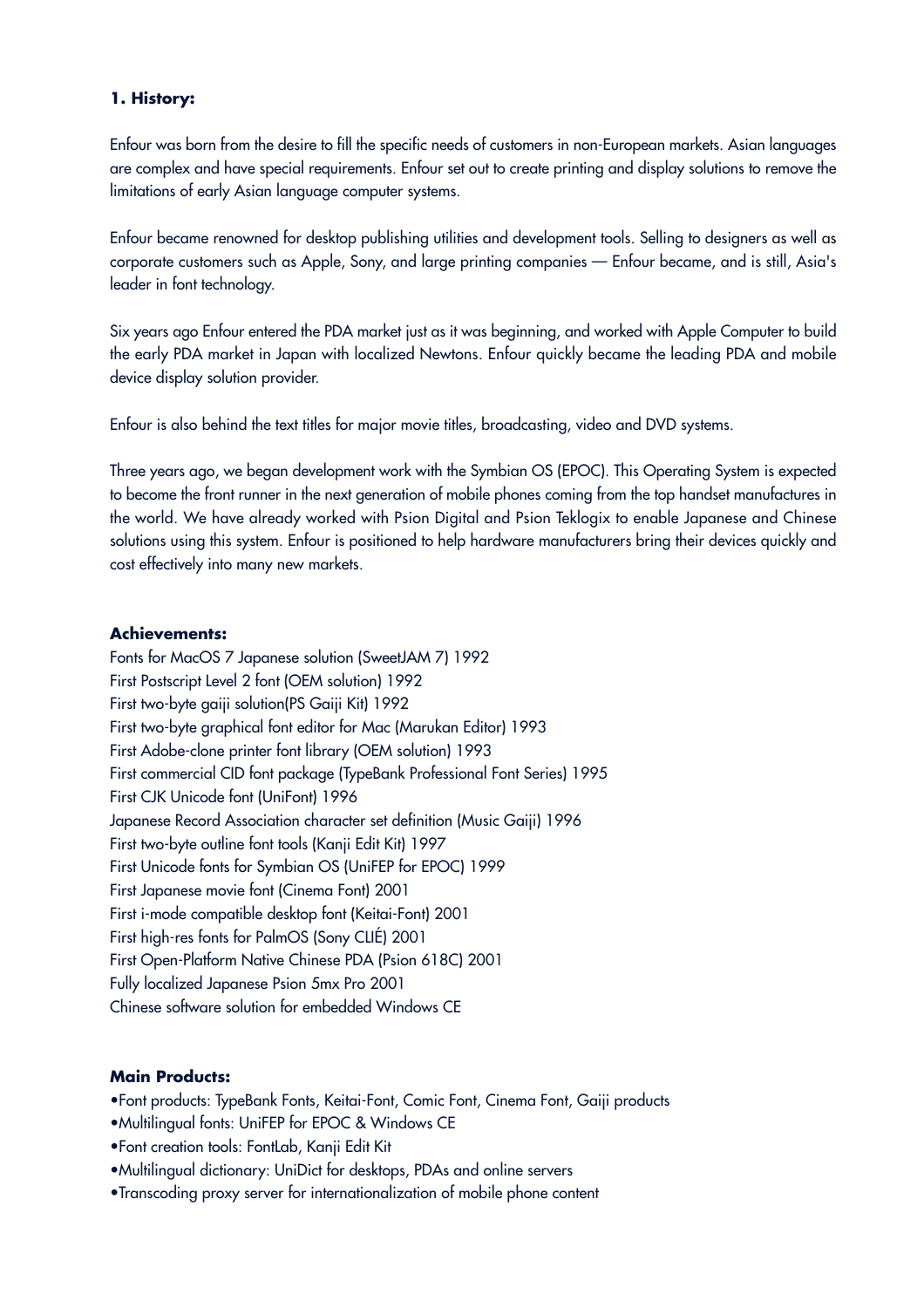**1. History:**

Enfour was born from the desire to fill the specific needs of customers in non-European markets. Asian languages are complex and have special requirements. Enfour set out to create printing and display solutions to remove the limitations of early Asian language computer systems.

Enfour became renowned for desktop publishing utilities and development tools. Selling to designers as well as corporate customers such as Apple, Sony, and large printing companies — Enfour became, and is still, Asia's leader in font technology.

Six years ago Enfour entered the PDA market just as it was beginning, and worked with Apple Computer to build the early PDA market in Japan with localized Newtons. Enfour quickly became the leading PDA and mobile device display solution provider.

Enfour is also behind the text titles for major movie titles, broadcasting, video and DVD systems.

Three years ago, we began development work with the Symbian OS (EPOC). This Operating System is expected to become the front runner in the next generation of mobile phones coming from the top handset manufactures in the world. We have already worked with Psion Digital and Psion Teklogix to enable Japanese and Chinese solutions using this system. Enfour is positioned to help hardware manufacturers bring their devices quickly and cost effectively into many new markets.

**Achievements:**

Fonts for MacOS 7 Japanese solution (SweetJAM 7) 1992
First Postscript Level 2 font (OEM solution) 1992
First two-byte gaiji solution(PS Gaiji Kit) 1992
First two-byte graphical font editor for Mac (Marukan Editor) 1993
First Adobe-clone printer font library (OEM solution) 1993
First commercial CID font package (TypeBank Professional Font Series) 1995
First CJK Unicode font (UniFont) 1996
Japanese Record Association character set definition (Music Gaiji) 1996
First two-byte outline font tools (Kanji Edit Kit) 1997
First Unicode fonts for Symbian OS (UniFEP for EPOC) 1999
First Japanese movie font (Cinema Font) 2001
First i-mode compatible desktop font (Keitai-Font) 2001
First high-res fonts for PalmOS (Sony CLIÉ) 2001
First Open-Platform Native Chinese PDA (Psion 618C) 2001
Fully localized Japanese Psion 5mx Pro 2001
Chinese software solution for embedded Windows CE

**Main Products:**

- Font products: TypeBank Fonts, Keitai-Font, Comic Font, Cinema Font, Gaiji products
- Multilingual fonts: UniFEP for EPOC & Windows CE
- Font creation tools: FontLab, Kanji Edit Kit
- Multilingual dictionary: UniDict for desktops, PDAs and online servers
- Transcoding proxy server for internationalization of mobile phone content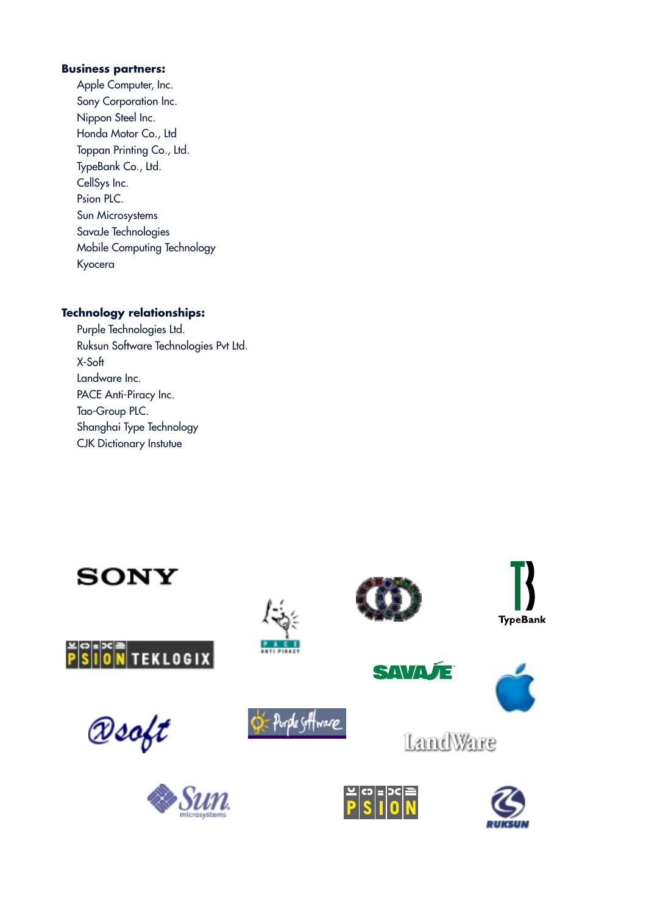**Business partners:**

- Apple Computer, Inc.
- Sony Corporation Inc.
- Nippon Steel Inc.
- Honda Motor Co., Ltd
- Toppan Printing Co., Ltd.
- TypeBank Co., Ltd.
- CellSys Inc.
- Psion PLC.
- Sun Microsystems
- SavaJe Technologies
- Mobile Computing Technology
- Kyocera

**Technology relationships:**

- Purple Technologies Ltd.
- Ruksun Software Technologies Pvt Ltd.
- X-Soft
- Landware Inc.
- PACE Anti-Piracy Inc.
- Tao-Group PLC.
- Shanghai Type Technology
- CJK Dictionary Instutue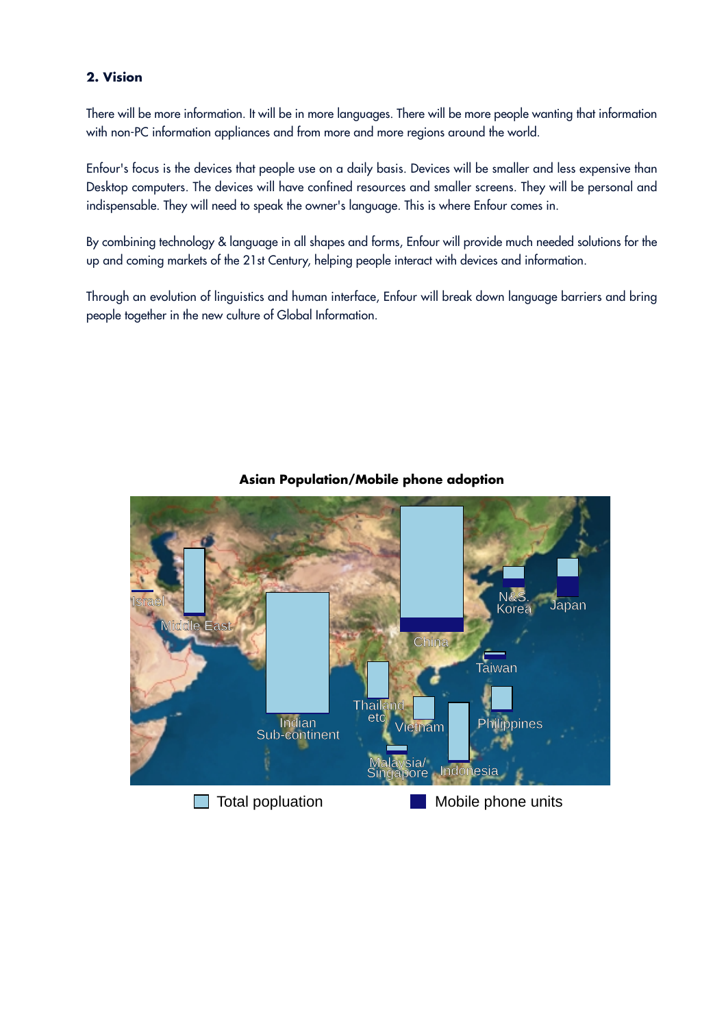## 2. Vision

There will be more information. It will be in more languages. There will be more people wanting that information with non-PC information appliances and from more and more regions around the world.

Enfour's focus is the devices that people use on a daily basis. Devices will be smaller and less expensive than Desktop computers. The devices will have confined resources and smaller screens. They will be personal and indispensable. They will need to speak the owner's language. This is where Enfour comes in.

By combining technology & language in all shapes and forms, Enfour will provide much needed solutions for the up and coming markets of the 21st Century, helping people interact with devices and information.

Through an evolution of linguistics and human interface, Enfour will break down language barriers and bring people together in the new culture of Global Information.

**Asian Population/Mobile phone adoption**

Israel · Middle East · Indian Sub-continent · China · N&S. Korea · Japan · Taiwan · Thailand etc · Vietnam · Philippines · Malaysia/ Singapore · Indonesia

Total popluation · Mobile phone units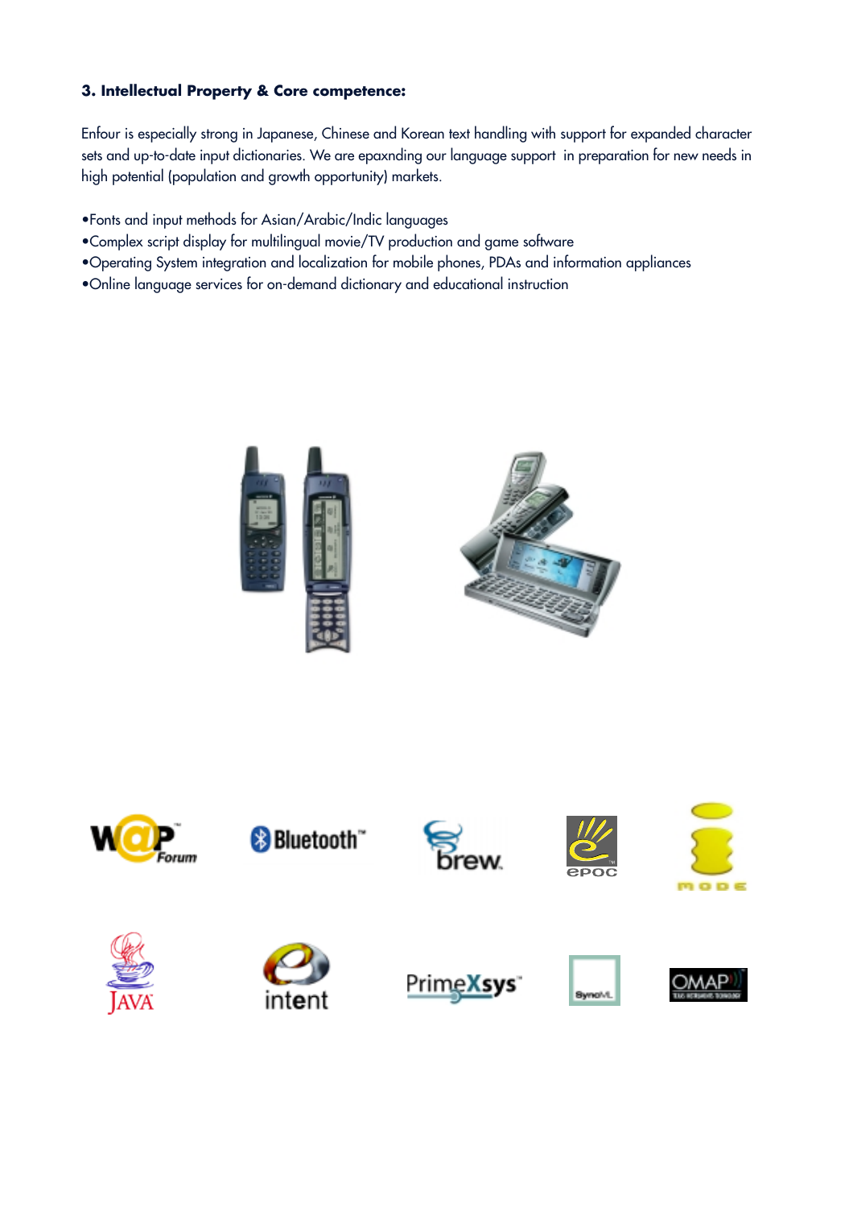### 3. Intellectual Property & Core competence:

Enfour is especially strong in Japanese, Chinese and Korean text handling with support for expanded character sets and up-to-date input dictionaries. We are epaxnding our language support in preparation for new needs in high potential (population and growth opportunity) markets.

- Fonts and input methods for Asian/Arabic/Indic languages
- Complex script display for multilingual movie/TV production and game software
- Operating System integration and localization for mobile phones, PDAs and information appliances
- Online language services for on-demand dictionary and educational instruction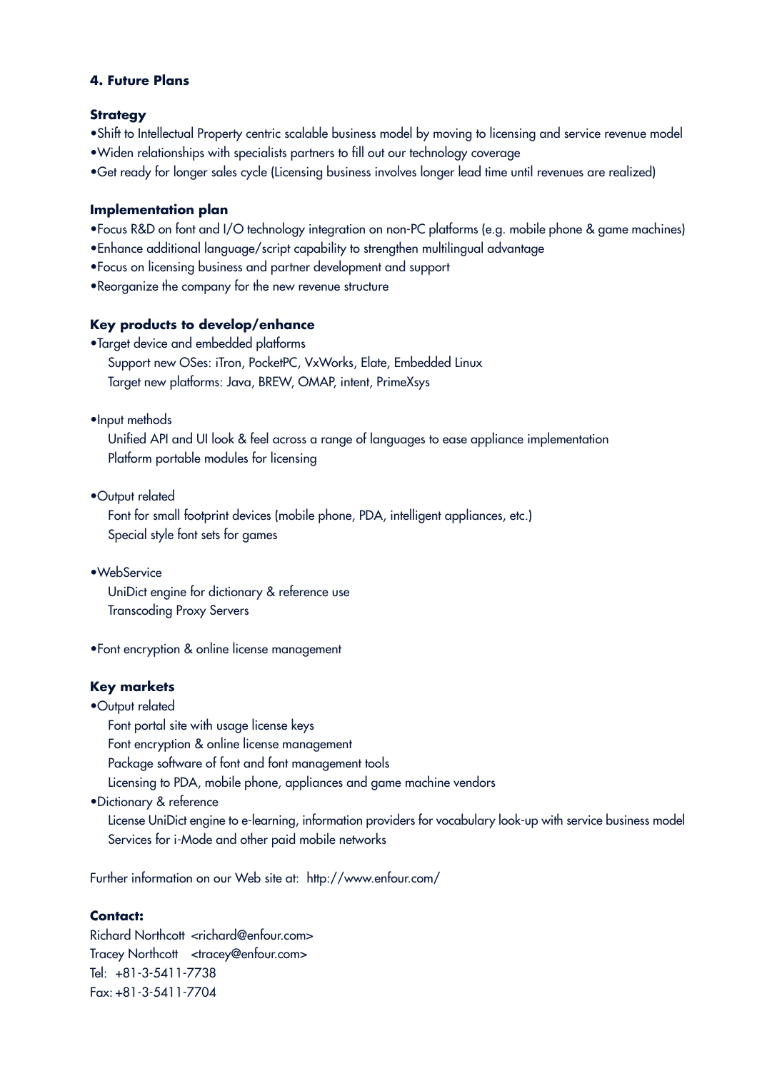## 4. Future Plans

### Strategy

- Shift to Intellectual Property centric scalable business model by moving to licensing and service revenue model
- Widen relationships with specialists partners to fill out our technology coverage
- Get ready for longer sales cycle (Licensing business involves longer lead time until revenues are realized)

### Implementation plan

- Focus R&D on font and I/O technology integration on non-PC platforms (e.g. mobile phone & game machines)
- Enhance additional language/script capability to strengthen multilingual advantage
- Focus on licensing business and partner development and support
- Reorganize the company for the new revenue structure

### Key products to develop/enhance

- Target device and embedded platforms
  - Support new OSes: iTron, PocketPC, VxWorks, Elate, Embedded Linux
  - Target new platforms: Java, BREW, OMAP, intent, PrimeXsys

- Input methods
  - Unified API and UI look & feel across a range of languages to ease appliance implementation
  - Platform portable modules for licensing

- Output related
  - Font for small footprint devices (mobile phone, PDA, intelligent appliances, etc.)
  - Special style font sets for games

- WebService
  - UniDict engine for dictionary & reference use
  - Transcoding Proxy Servers

- Font encryption & online license management

### Key markets

- Output related
  - Font portal site with usage license keys
  - Font encryption & online license management
  - Package software of font and font management tools
  - Licensing to PDA, mobile phone, appliances and game machine vendors
- Dictionary & reference
  - License UniDict engine to e-learning, information providers for vocabulary look-up with service business model
  - Services for i-Mode and other paid mobile networks

Further information on our Web site at: http://www.enfour.com/

**Contact:**

Richard Northcott <richard@enfour.com>
Tracey Northcott <tracey@enfour.com>
Tel: +81-3-5411-7738
Fax: +81-3-5411-7704